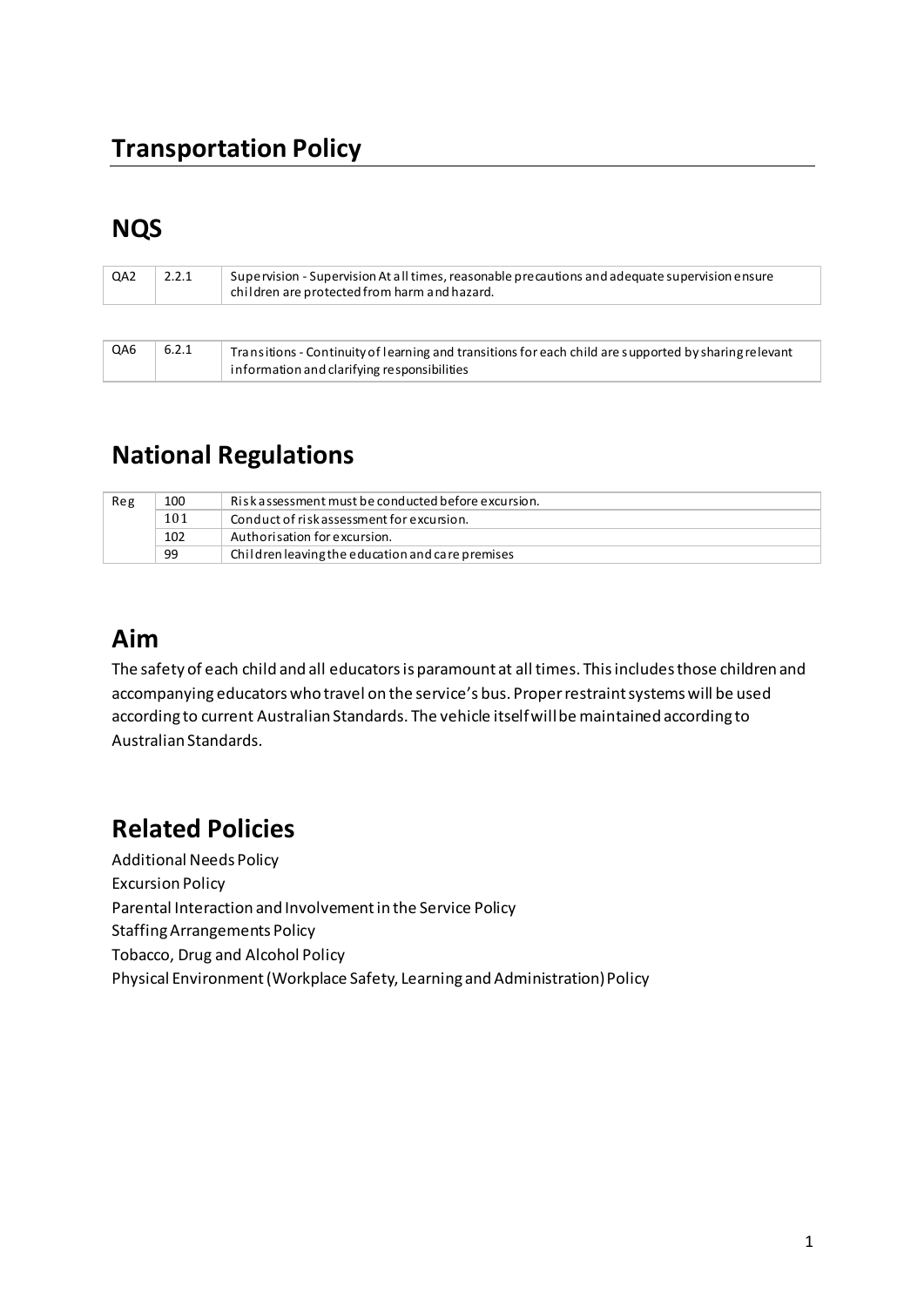# Transportation Policy

## NQS

| QA2 | 2.2.1 | Supervision - Supervision At all times, reasonable precautions and adequate supervision ensure children are protected from harm and hazard. |
|---|---|---|

| QA6 | 6.2.1 | Transitions - Continuity of learning and transitions for each child are supported by sharing relevant information and clarifying responsibilities |
|---|---|---|

## National Regulations

| Reg | 100 | Risk assessment must be conducted before excursion. |
|---|---|---|
| | 101 | Conduct of risk assessment for excursion. |
| | 102 | Authorisation for excursion. |
| | 99 | Children leaving the education and care premises |

## Aim

The safety of each child and all educators is paramount at all times. This includes those children and accompanying educators who travel on the service's bus. Proper restraint systems will be used according to current Australian Standards. The vehicle itself will be maintained according to Australian Standards.

## Related Policies

Additional Needs Policy
Excursion Policy
Parental Interaction and Involvement in the Service Policy
Staffing Arrangements Policy
Tobacco, Drug and Alcohol Policy
Physical Environment (Workplace Safety, Learning and Administration) Policy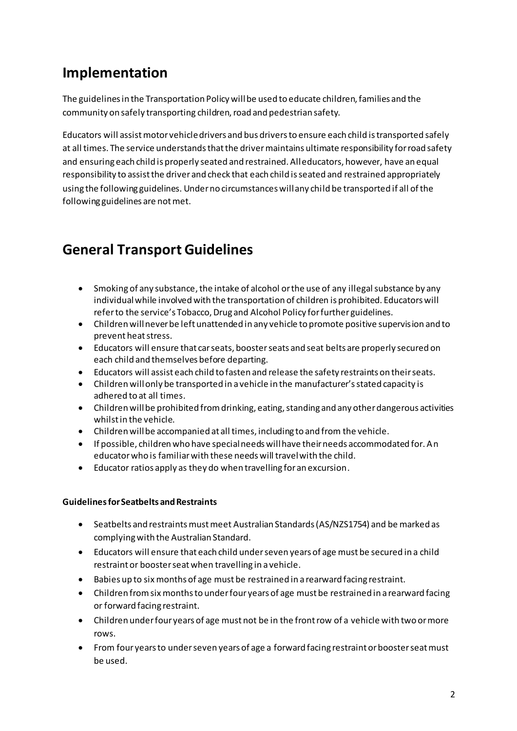## Implementation

The guidelines in the Transportation Policy will be used to educate children, families and the community on safely transporting children, road and pedestrian safety.

Educators will assist motor vehicle drivers and bus drivers to ensure each child is transported safely at all times. The service understands that the driver maintains ultimate responsibility for road safety and ensuring each child is properly seated and restrained. All educators, however, have an equal responsibility to assist the driver and check that each child is seated and restrained appropriately using the following guidelines. Under no circumstances will any child be transported if all of the following guidelines are not met.

## General Transport Guidelines

- Smoking of any substance, the intake of alcohol or the use of any illegal substance by any individual while involved with the transportation of children is prohibited. Educators will refer to the service's Tobacco, Drug and Alcohol Policy for further guidelines.
- Children will never be left unattended in any vehicle to promote positive supervision and to prevent heat stress.
- Educators will ensure that car seats, booster seats and seat belts are properly secured on each child and themselves before departing.
- Educators will assist each child to fasten and release the safety restraints on their seats.
- Children will only be transported in a vehicle in the manufacturer's stated capacity is adhered to at all times.
- Children will be prohibited from drinking, eating, standing and any other dangerous activities whilst in the vehicle.
- Children will be accompanied at all times, including to and from the vehicle.
- If possible, children who have special needs will have their needs accommodated for. An educator who is familiar with these needs will travel with the child.
- Educator ratios apply as they do when travelling for an excursion.

**Guidelines for Seatbelts and Restraints**

- Seatbelts and restraints must meet Australian Standards (AS/NZS1754) and be marked as complying with the Australian Standard.
- Educators will ensure that each child under seven years of age must be secured in a child restraint or booster seat when travelling in a vehicle.
- Babies up to six months of age must be restrained in a rearward facing restraint.
- Children from six months to under four years of age must be restrained in a rearward facing or forward facing restraint.
- Children under four years of age must not be in the front row of a vehicle with two or more rows.
- From four years to under seven years of age a forward facing restraint or booster seat must be used.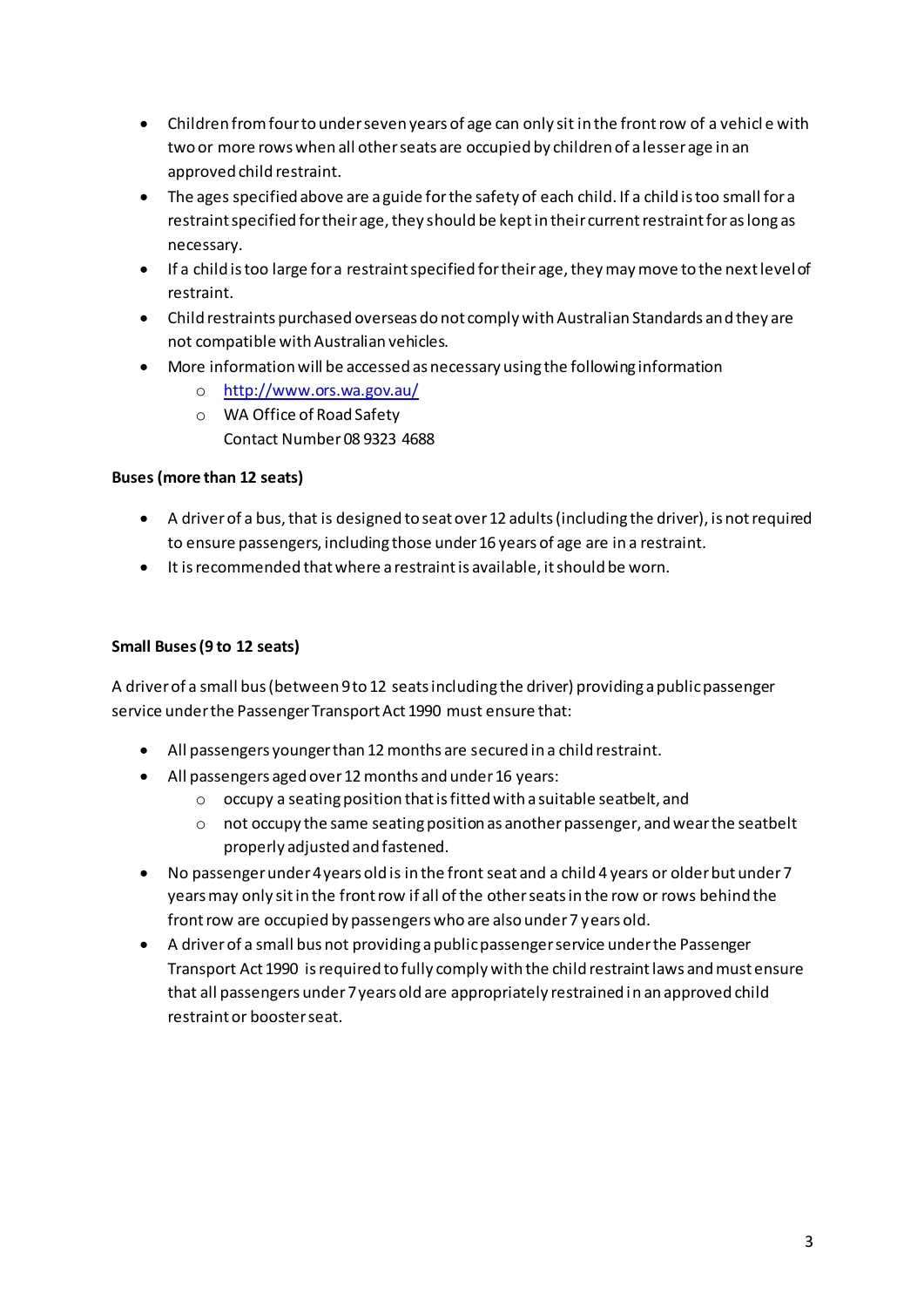- Children from four to under seven years of age can only sit in the front row of a vehicle with two or more rows when all other seats are occupied by children of a lesser age in an approved child restraint.
- The ages specified above are a guide for the safety of each child. If a child is too small for a restraint specified for their age, they should be kept in their current restraint for as long as necessary.
- If a child is too large for a restraint specified for their age, they may move to the next level of restraint.
- Child restraints purchased overseas do not comply with Australian Standards and they are not compatible with Australian vehicles.
- More information will be accessed as necessary using the following information
  - [http://www.ors.wa.gov.au/](http://www.ors.wa.gov.au/)
  - WA Office of Road Safety
    Contact Number 08 9323 4688

**Buses (more than 12 seats)**

- A driver of a bus, that is designed to seat over 12 adults (including the driver), is not required to ensure passengers, including those under 16 years of age are in a restraint.
- It is recommended that where a restraint is available, it should be worn.

**Small Buses (9 to 12 seats)**

A driver of a small bus (between 9 to 12 seats including the driver) providing a public passenger service under the Passenger Transport Act 1990 must ensure that:

- All passengers younger than 12 months are secured in a child restraint.
- All passengers aged over 12 months and under 16 years:
  - occupy a seating position that is fitted with a suitable seatbelt, and
  - not occupy the same seating position as another passenger, and wear the seatbelt properly adjusted and fastened.
- No passenger under 4 years old is in the front seat and a child 4 years or older but under 7 years may only sit in the front row if all of the other seats in the row or rows behind the front row are occupied by passengers who are also under 7 years old.
- A driver of a small bus not providing a public passenger service under the Passenger Transport Act 1990 is required to fully comply with the child restraint laws and must ensure that all passengers under 7 years old are appropriately restrained in an approved child restraint or booster seat.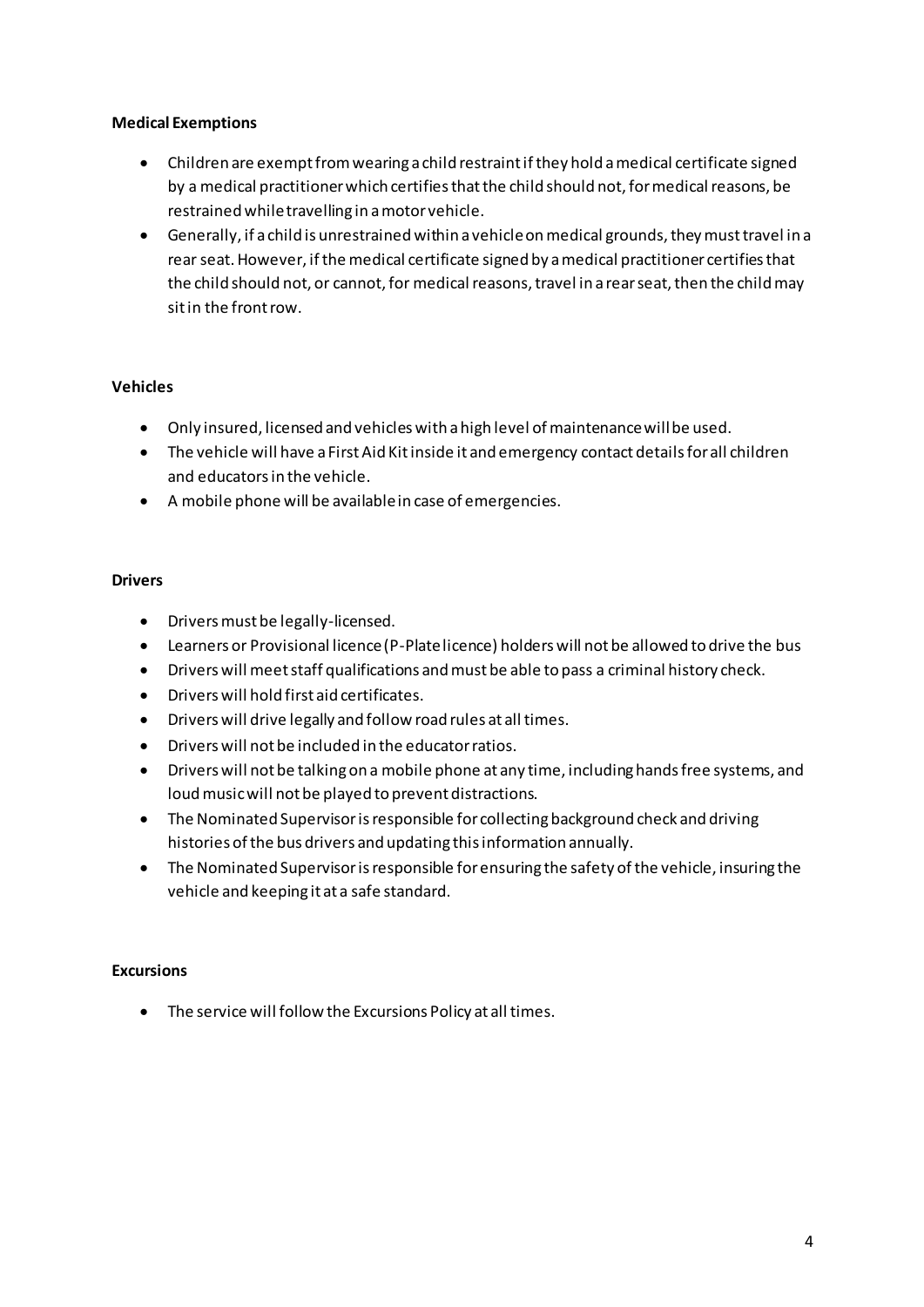**Medical Exemptions**

- Children are exempt from wearing a child restraint if they hold a medical certificate signed by a medical practitioner which certifies that the child should not, for medical reasons, be restrained while travelling in a motor vehicle.
- Generally, if a child is unrestrained within a vehicle on medical grounds, they must travel in a rear seat. However, if the medical certificate signed by a medical practitioner certifies that the child should not, or cannot, for medical reasons, travel in a rear seat, then the child may sit in the front row.

**Vehicles**

- Only insured, licensed and vehicles with a high level of maintenance will be used.
- The vehicle will have a First Aid Kit inside it and emergency contact details for all children and educators in the vehicle.
- A mobile phone will be available in case of emergencies.

**Drivers**

- Drivers must be legally-licensed.
- Learners or Provisional licence (P-Plate licence) holders will not be allowed to drive the bus
- Drivers will meet staff qualifications and must be able to pass a criminal history check.
- Drivers will hold first aid certificates.
- Drivers will drive legally and follow road rules at all times.
- Drivers will not be included in the educator ratios.
- Drivers will not be talking on a mobile phone at any time, including hands free systems, and loud music will not be played to prevent distractions.
- The Nominated Supervisor is responsible for collecting background check and driving histories of the bus drivers and updating this information annually.
- The Nominated Supervisor is responsible for ensuring the safety of the vehicle, insuring the vehicle and keeping it at a safe standard.

**Excursions**

- The service will follow the Excursions Policy at all times.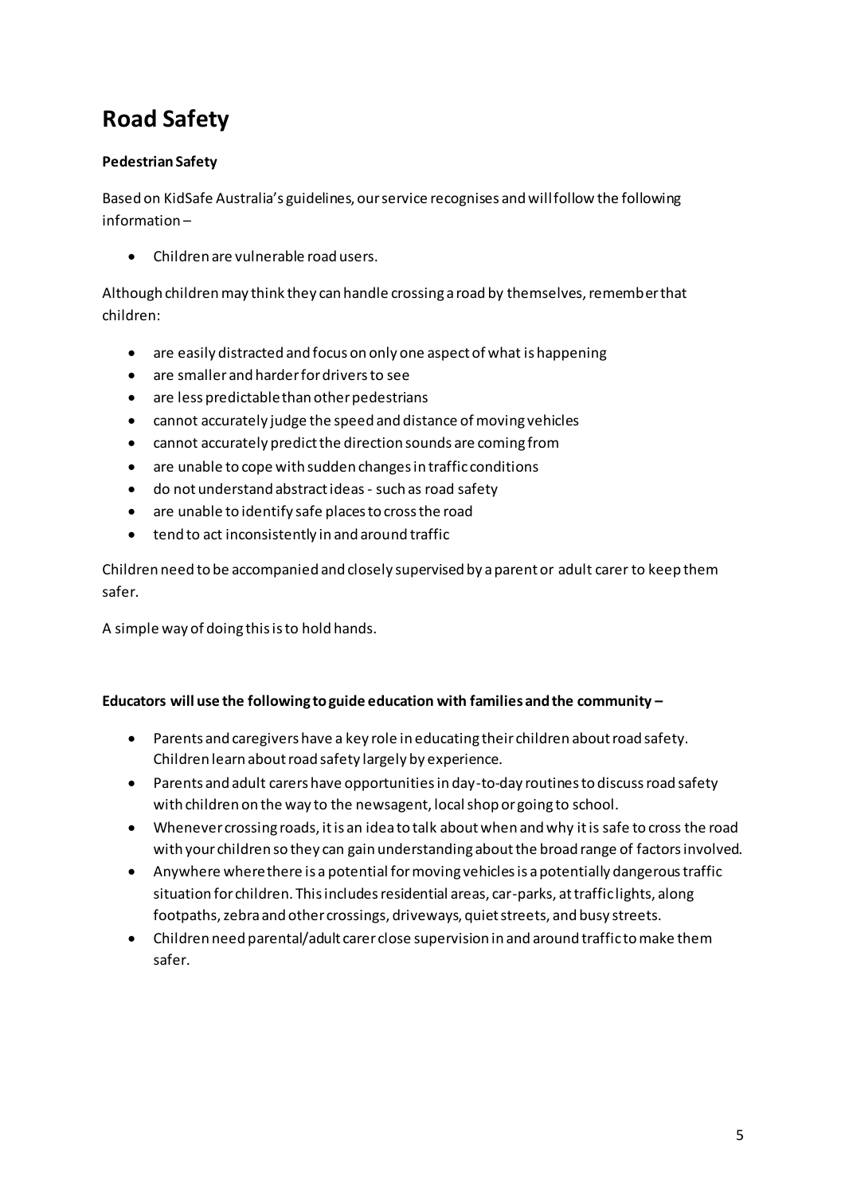# Road Safety

**Pedestrian Safety**

Based on KidSafe Australia's guidelines, our service recognises and will follow the following information –

- Children are vulnerable road users.

Although children may think they can handle crossing a road by themselves, remember that children:

- are easily distracted and focus on only one aspect of what is happening
- are smaller and harder for drivers to see
- are less predictable than other pedestrians
- cannot accurately judge the speed and distance of moving vehicles
- cannot accurately predict the direction sounds are coming from
- are unable to cope with sudden changes in traffic conditions
- do not understand abstract ideas - such as road safety
- are unable to identify safe places to cross the road
- tend to act inconsistently in and around traffic

Children need to be accompanied and closely supervised by a parent or adult carer to keep them safer.

A simple way of doing this is to hold hands.

**Educators will use the following to guide education with families and the community –**

- Parents and caregivers have a key role in educating their children about road safety. Children learn about road safety largely by experience.
- Parents and adult carers have opportunities in day-to-day routines to discuss road safety with children on the way to the newsagent, local shop or going to school.
- Whenever crossing roads, it is an idea to talk about when and why it is safe to cross the road with your children so they can gain understanding about the broad range of factors involved.
- Anywhere where there is a potential for moving vehicles is a potentially dangerous traffic situation for children. This includes residential areas, car-parks, at traffic lights, along footpaths, zebra and other crossings, driveways, quiet streets, and busy streets.
- Children need parental/adult carer close supervision in and around traffic to make them safer.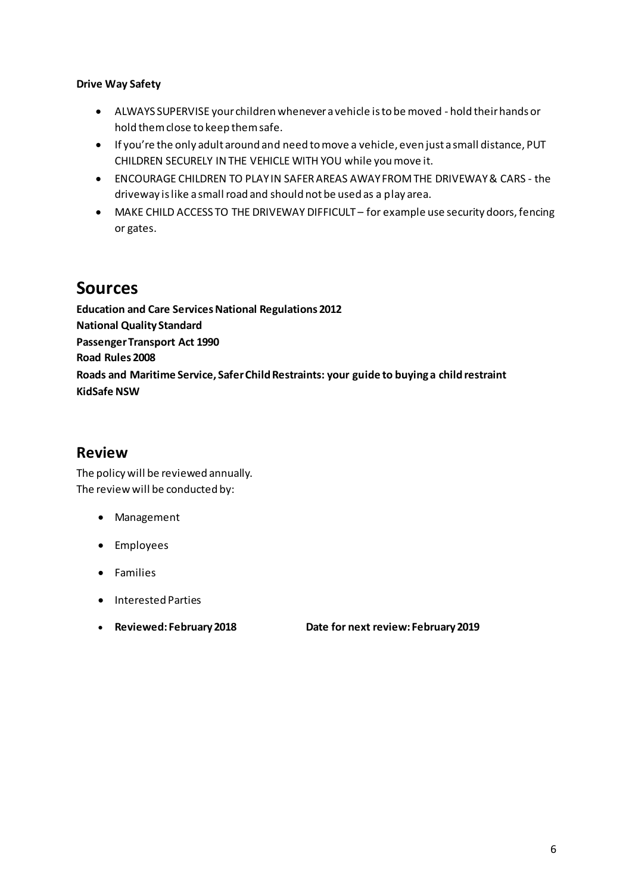**Drive Way Safety**

- ALWAYS SUPERVISE your children whenever a vehicle is to be moved - hold their hands or hold them close to keep them safe.
- If you're the only adult around and need to move a vehicle, even just a small distance, PUT CHILDREN SECURELY IN THE VEHICLE WITH YOU while you move it.
- ENCOURAGE CHILDREN TO PLAY IN SAFER AREAS AWAY FROM THE DRIVEWAY & CARS - the driveway is like a small road and should not be used as a play area.
- MAKE CHILD ACCESS TO THE DRIVEWAY DIFFICULT – for example use security doors, fencing or gates.

## Sources

**Education and Care Services National Regulations 2012**
**National Quality Standard**
**Passenger Transport Act 1990**
**Road Rules 2008**
**Roads and Maritime Service, Safer Child Restraints: your guide to buying a child restraint**
**KidSafe NSW**

## Review

The policy will be reviewed annually.
The review will be conducted by:

- Management
- Employees
- Families
- Interested Parties
- **Reviewed: February 2018** **Date for next review: February 2019**